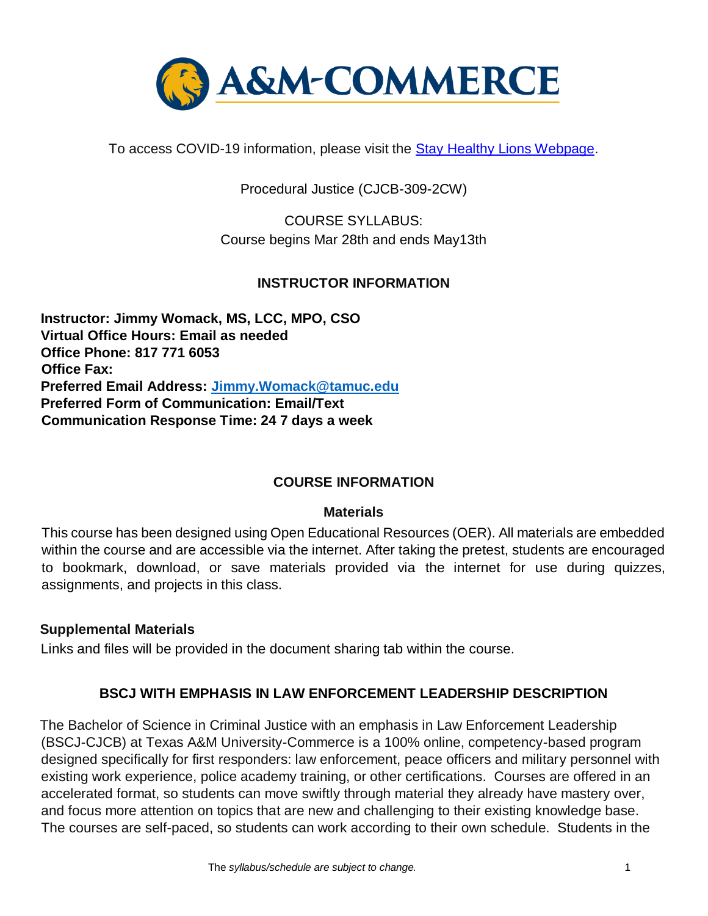# A&M-COMMERCE

To access COVID-19 information, please visit the [Stay Healthy Lions Webpage](#).

Procedural Justice (CJCB-309-2CW)

COURSE SYLLABUS:
Course begins Mar 28th and ends May13th

## INSTRUCTOR INFORMATION

**Instructor: Jimmy Womack, MS, LCC, MPO, CSO**
**Virtual Office Hours: Email as needed**
**Office Phone: 817 771 6053**
**Office Fax:**
**Preferred Email Address: [Jimmy.Womack@tamuc.edu](mailto:Jimmy.Womack@tamuc.edu)**
**Preferred Form of Communication: Email/Text**
**Communication Response Time: 24 7 days a week**

## COURSE INFORMATION

### Materials

This course has been designed using Open Educational Resources (OER). All materials are embedded within the course and are accessible via the internet. After taking the pretest, students are encouraged to bookmark, download, or save materials provided via the internet for use during quizzes, assignments, and projects in this class.

### Supplemental Materials

Links and files will be provided in the document sharing tab within the course.

## BSCJ WITH EMPHASIS IN LAW ENFORCEMENT LEADERSHIP DESCRIPTION

The Bachelor of Science in Criminal Justice with an emphasis in Law Enforcement Leadership (BSCJ-CJCB) at Texas A&M University-Commerce is a 100% online, competency-based program designed specifically for first responders: law enforcement, peace officers and military personnel with existing work experience, police academy training, or other certifications. Courses are offered in an accelerated format, so students can move swiftly through material they already have mastery over, and focus more attention on topics that are new and challenging to their existing knowledge base. The courses are self-paced, so students can work according to their own schedule. Students in the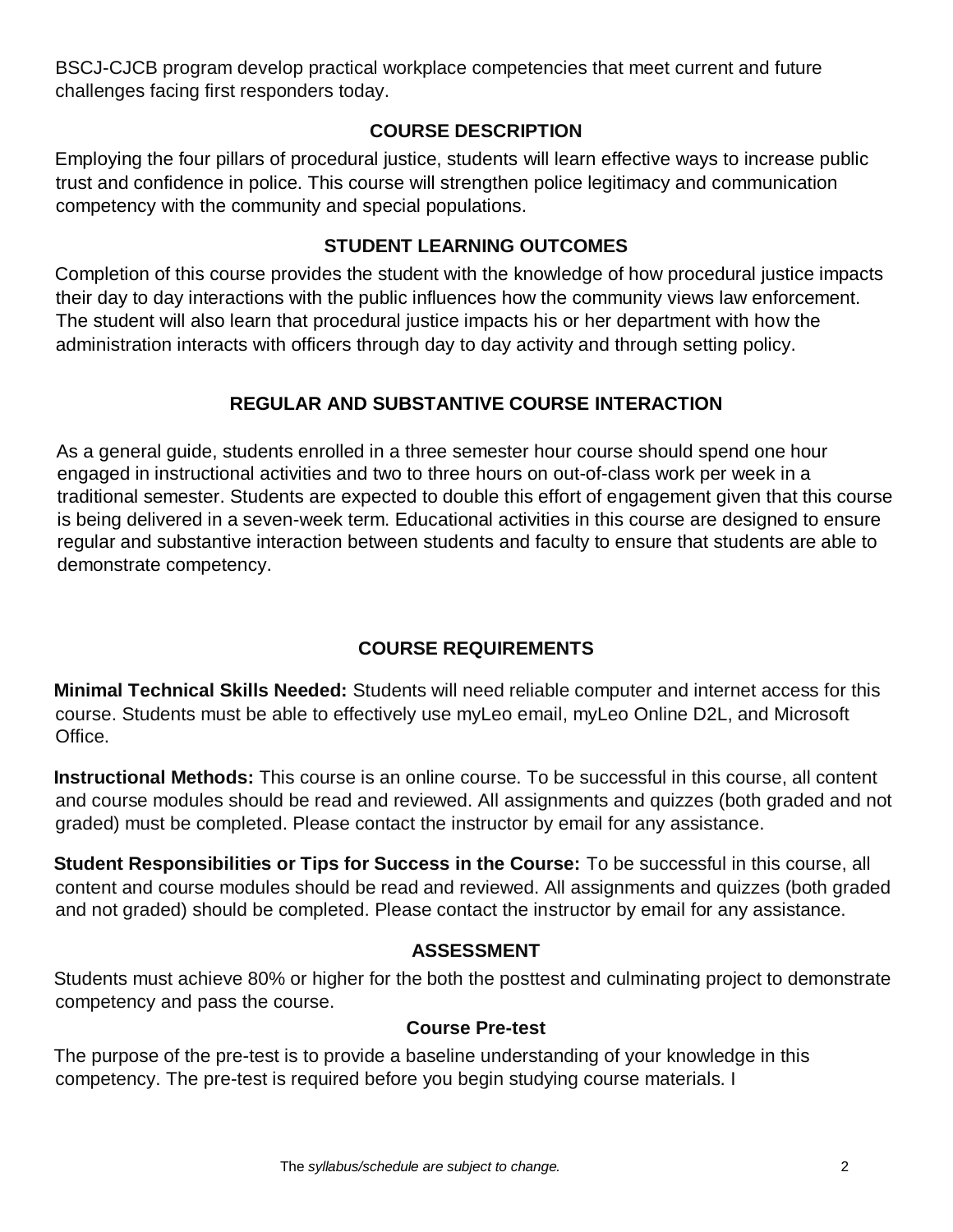BSCJ-CJCB program develop practical workplace competencies that meet current and future challenges facing first responders today.

## COURSE DESCRIPTION

Employing the four pillars of procedural justice, students will learn effective ways to increase public trust and confidence in police. This course will strengthen police legitimacy and communication competency with the community and special populations.

## STUDENT LEARNING OUTCOMES

Completion of this course provides the student with the knowledge of how procedural justice impacts their day to day interactions with the public influences how the community views law enforcement. The student will also learn that procedural justice impacts his or her department with how the administration interacts with officers through day to day activity and through setting policy.

## REGULAR AND SUBSTANTIVE COURSE INTERACTION

As a general guide, students enrolled in a three semester hour course should spend one hour engaged in instructional activities and two to three hours on out-of-class work per week in a traditional semester. Students are expected to double this effort of engagement given that this course is being delivered in a seven-week term. Educational activities in this course are designed to ensure regular and substantive interaction between students and faculty to ensure that students are able to demonstrate competency.

## COURSE REQUIREMENTS

**Minimal Technical Skills Needed:** Students will need reliable computer and internet access for this course. Students must be able to effectively use myLeo email, myLeo Online D2L, and Microsoft Office.

**Instructional Methods:** This course is an online course. To be successful in this course, all content and course modules should be read and reviewed. All assignments and quizzes (both graded and not graded) must be completed. Please contact the instructor by email for any assistance.

**Student Responsibilities or Tips for Success in the Course:** To be successful in this course, all content and course modules should be read and reviewed. All assignments and quizzes (both graded and not graded) should be completed. Please contact the instructor by email for any assistance.

## ASSESSMENT

Students must achieve 80% or higher for the both the posttest and culminating project to demonstrate competency and pass the course.

### Course Pre-test

The purpose of the pre-test is to provide a baseline understanding of your knowledge in this competency. The pre-test is required before you begin studying course materials. I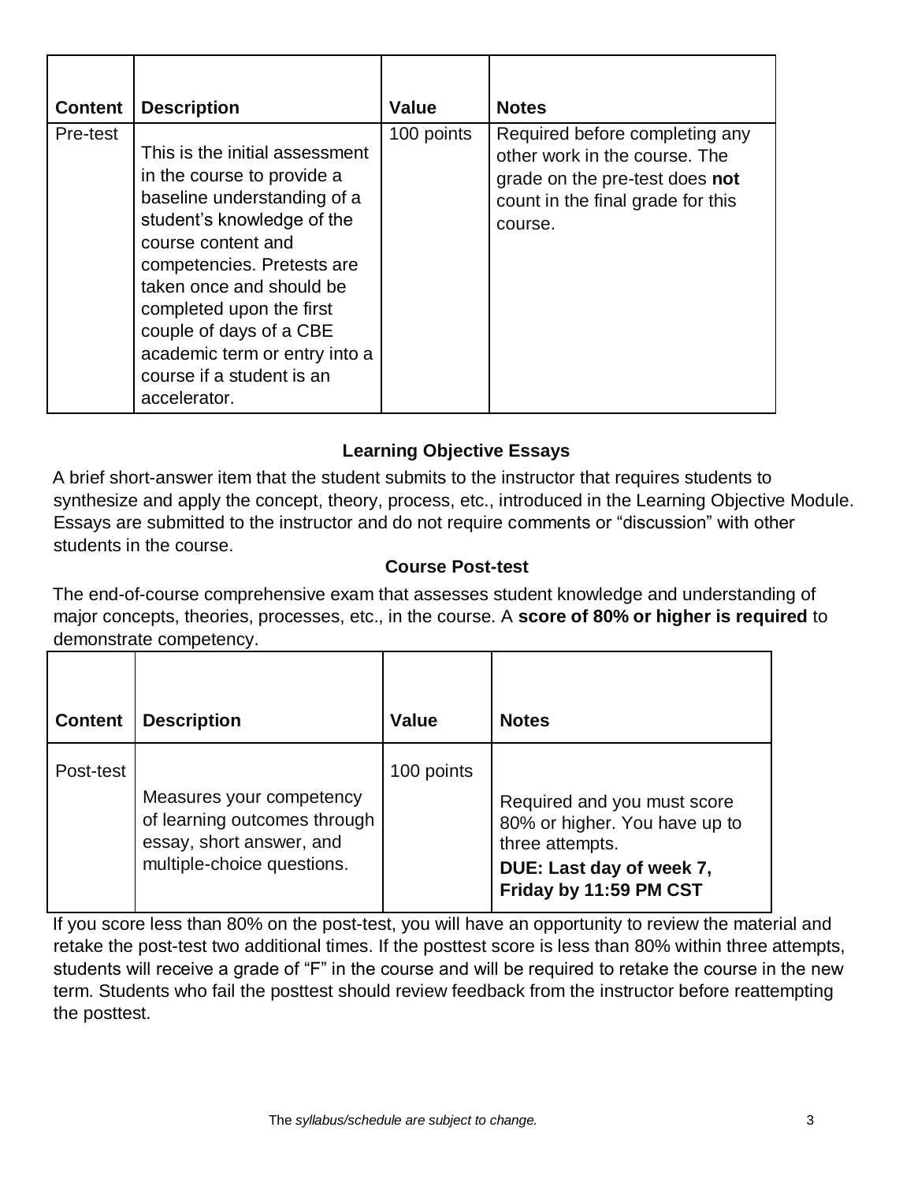| Content | Description | Value | Notes |
| --- | --- | --- | --- |
| Pre-test | This is the initial assessment in the course to provide a baseline understanding of a student's knowledge of the course content and competencies. Pretests are taken once and should be completed upon the first couple of days of a CBE academic term or entry into a course if a student is an accelerator. | 100 points | Required before completing any other work in the course. The grade on the pre-test does **not** count in the final grade for this course. |

### Learning Objective Essays

A brief short-answer item that the student submits to the instructor that requires students to synthesize and apply the concept, theory, process, etc., introduced in the Learning Objective Module. Essays are submitted to the instructor and do not require comments or "discussion" with other students in the course.

### Course Post-test

The end-of-course comprehensive exam that assesses student knowledge and understanding of major concepts, theories, processes, etc., in the course. A **score of 80% or higher is required** to demonstrate competency.

| Content | Description | Value | Notes |
| --- | --- | --- | --- |
| Post-test | Measures your competency of learning outcomes through essay, short answer, and multiple-choice questions. | 100 points | Required and you must score 80% or higher. You have up to three attempts. **DUE: Last day of week 7, Friday by 11:59 PM CST** |

If you score less than 80% on the post-test, you will have an opportunity to review the material and retake the post-test two additional times. If the posttest score is less than 80% within three attempts, students will receive a grade of "F" in the course and will be required to retake the course in the new term. Students who fail the posttest should review feedback from the instructor before reattempting the posttest.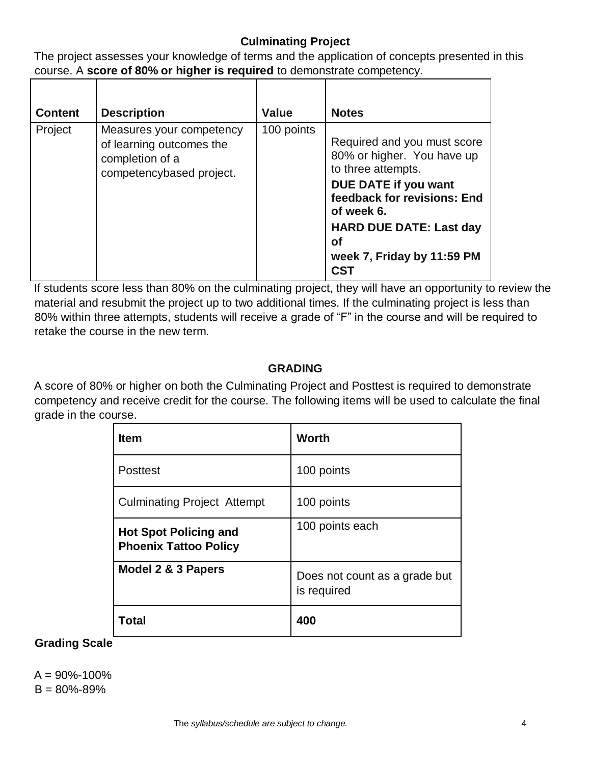## Culminating Project

The project assesses your knowledge of terms and the application of concepts presented in this course. A **score of 80% or higher is required** to demonstrate competency.

| Content | Description | Value | Notes |
|---|---|---|---|
| Project | Measures your competency of learning outcomes the completion of a competencybased project. | 100 points | Required and you must score 80% or higher. You have up to three attempts. **DUE DATE if you want feedback for revisions: End of week 6.** **HARD DUE DATE: Last day of week 7, Friday by 11:59 PM CST** |

If students score less than 80% on the culminating project, they will have an opportunity to review the material and resubmit the project up to two additional times. If the culminating project is less than 80% within three attempts, students will receive a grade of "F" in the course and will be required to retake the course in the new term.

## GRADING

A score of 80% or higher on both the Culminating Project and Posttest is required to demonstrate competency and receive credit for the course. The following items will be used to calculate the final grade in the course.

| Item | Worth |
|---|---|
| Posttest | 100 points |
| Culminating Project Attempt | 100 points |
| **Hot Spot Policing and Phoenix Tattoo Policy** | 100 points each |
| **Model 2 & 3 Papers** | Does not count as a grade but is required |
| **Total** | **400** |

**Grading Scale**

A = 90%-100%
B = 80%-89%

*The syllabus/schedule are subject to change.*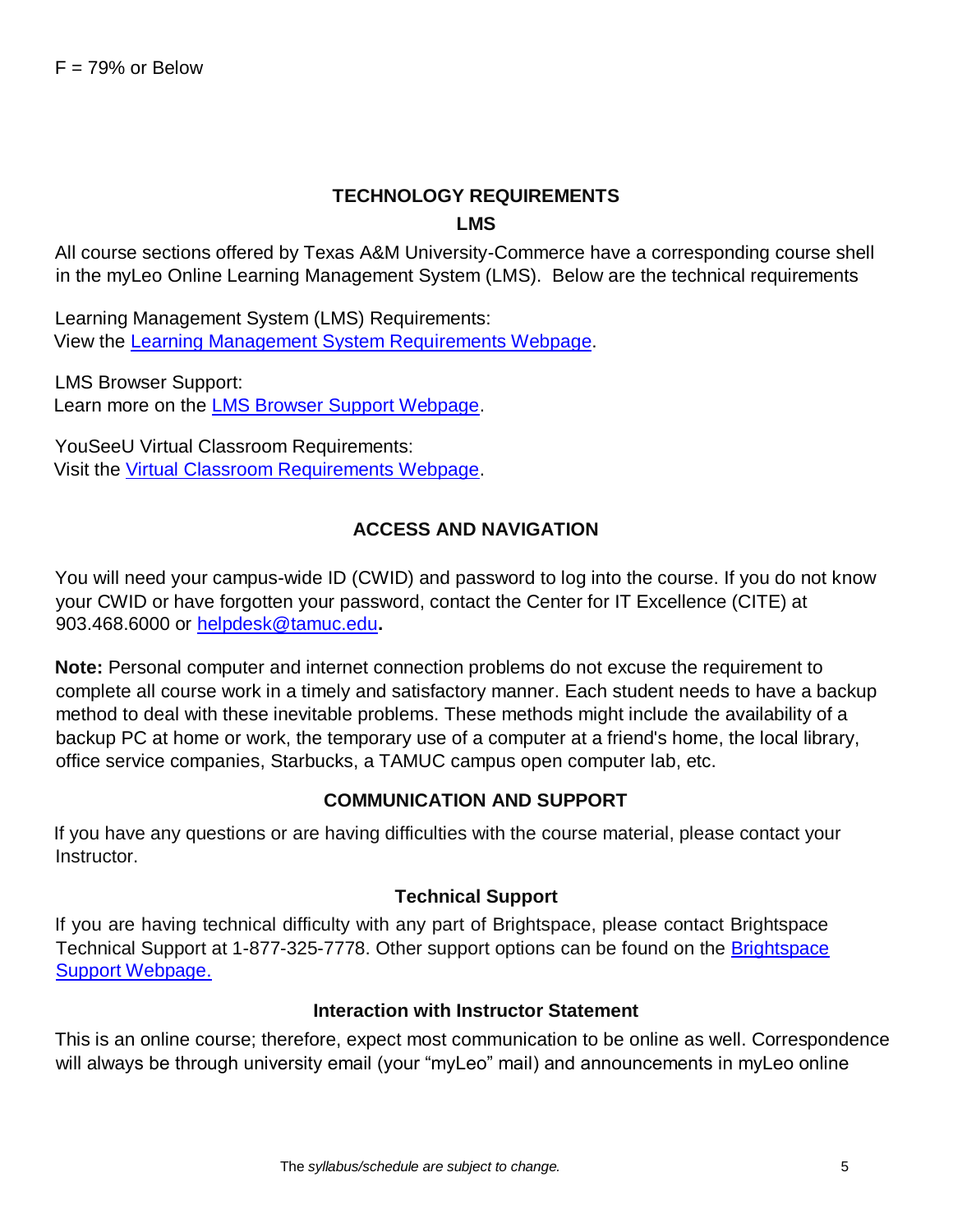F = 79% or Below

## TECHNOLOGY REQUIREMENTS

### LMS

All course sections offered by Texas A&M University-Commerce have a corresponding course shell in the myLeo Online Learning Management System (LMS). Below are the technical requirements

Learning Management System (LMS) Requirements:
View the [Learning Management System Requirements Webpage](#).

LMS Browser Support:
Learn more on the [LMS Browser Support Webpage](#).

YouSeeU Virtual Classroom Requirements:
Visit the [Virtual Classroom Requirements Webpage](#).

## ACCESS AND NAVIGATION

You will need your campus-wide ID (CWID) and password to log into the course. If you do not know your CWID or have forgotten your password, contact the Center for IT Excellence (CITE) at 903.468.6000 or [helpdesk@tamuc.edu](mailto:helpdesk@tamuc.edu)**.**

**Note:** Personal computer and internet connection problems do not excuse the requirement to complete all course work in a timely and satisfactory manner. Each student needs to have a backup method to deal with these inevitable problems. These methods might include the availability of a backup PC at home or work, the temporary use of a computer at a friend's home, the local library, office service companies, Starbucks, a TAMUC campus open computer lab, etc.

## COMMUNICATION AND SUPPORT

If you have any questions or are having difficulties with the course material, please contact your Instructor.

### Technical Support

If you are having technical difficulty with any part of Brightspace, please contact Brightspace Technical Support at 1-877-325-7778. Other support options can be found on the [Brightspace Support Webpage.](#)

### Interaction with Instructor Statement

This is an online course; therefore, expect most communication to be online as well. Correspondence will always be through university email (your "myLeo" mail) and announcements in myLeo online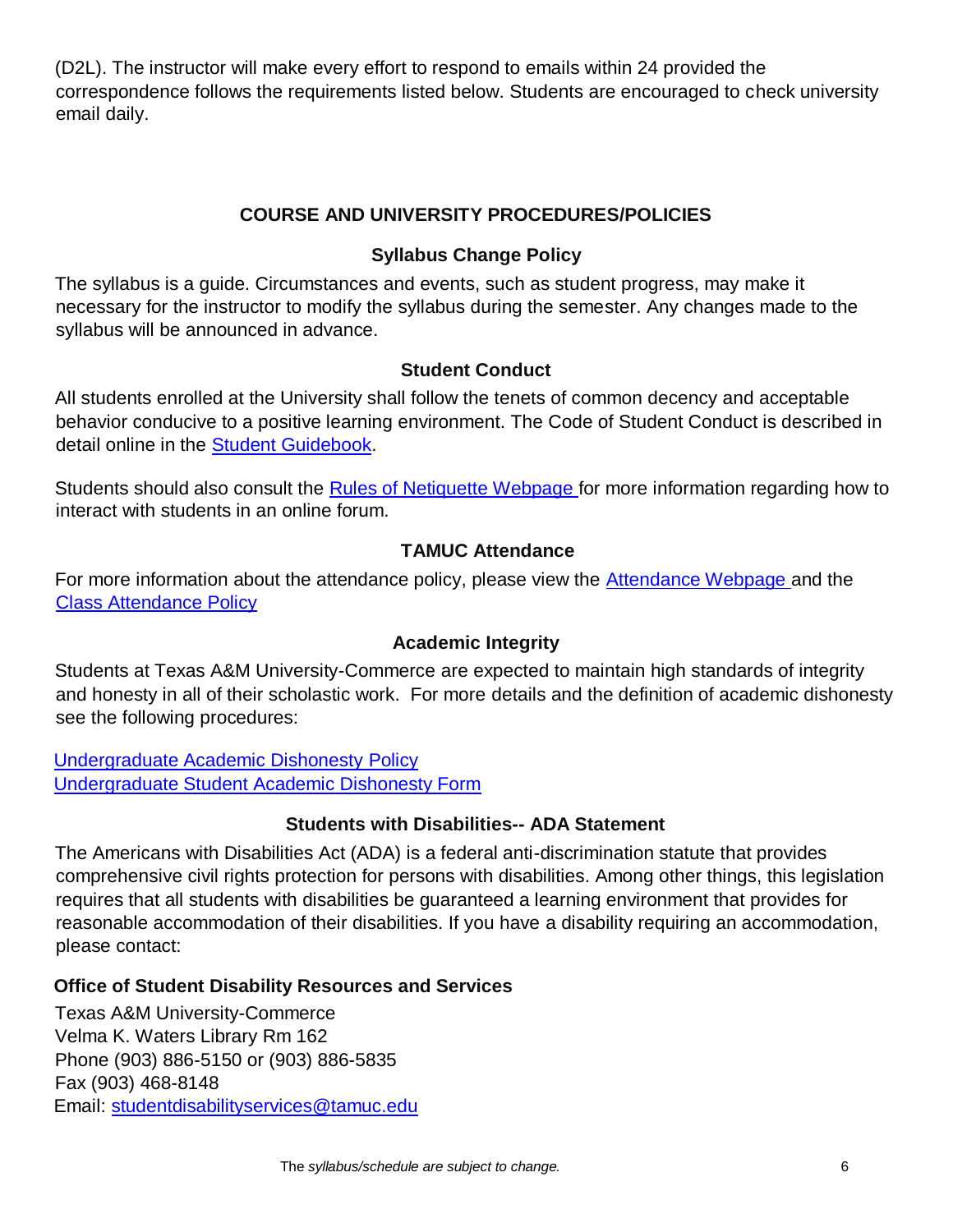(D2L). The instructor will make every effort to respond to emails within 24 provided the correspondence follows the requirements listed below. Students are encouraged to check university email daily.

## COURSE AND UNIVERSITY PROCEDURES/POLICIES

### Syllabus Change Policy

The syllabus is a guide. Circumstances and events, such as student progress, may make it necessary for the instructor to modify the syllabus during the semester. Any changes made to the syllabus will be announced in advance.

### Student Conduct

All students enrolled at the University shall follow the tenets of common decency and acceptable behavior conducive to a positive learning environment. The Code of Student Conduct is described in detail online in the Student Guidebook.

Students should also consult the Rules of Netiquette Webpage for more information regarding how to interact with students in an online forum.

### TAMUC Attendance

For more information about the attendance policy, please view the Attendance Webpage and the Class Attendance Policy

### Academic Integrity

Students at Texas A&M University-Commerce are expected to maintain high standards of integrity and honesty in all of their scholastic work. For more details and the definition of academic dishonesty see the following procedures:

Undergraduate Academic Dishonesty Policy
Undergraduate Student Academic Dishonesty Form

### Students with Disabilities-- ADA Statement

The Americans with Disabilities Act (ADA) is a federal anti-discrimination statute that provides comprehensive civil rights protection for persons with disabilities. Among other things, this legislation requires that all students with disabilities be guaranteed a learning environment that provides for reasonable accommodation of their disabilities. If you have a disability requiring an accommodation, please contact:

**Office of Student Disability Resources and Services**

Texas A&M University-Commerce
Velma K. Waters Library Rm 162
Phone (903) 886-5150 or (903) 886-5835
Fax (903) 468-8148
Email: studentdisabilityservices@tamuc.edu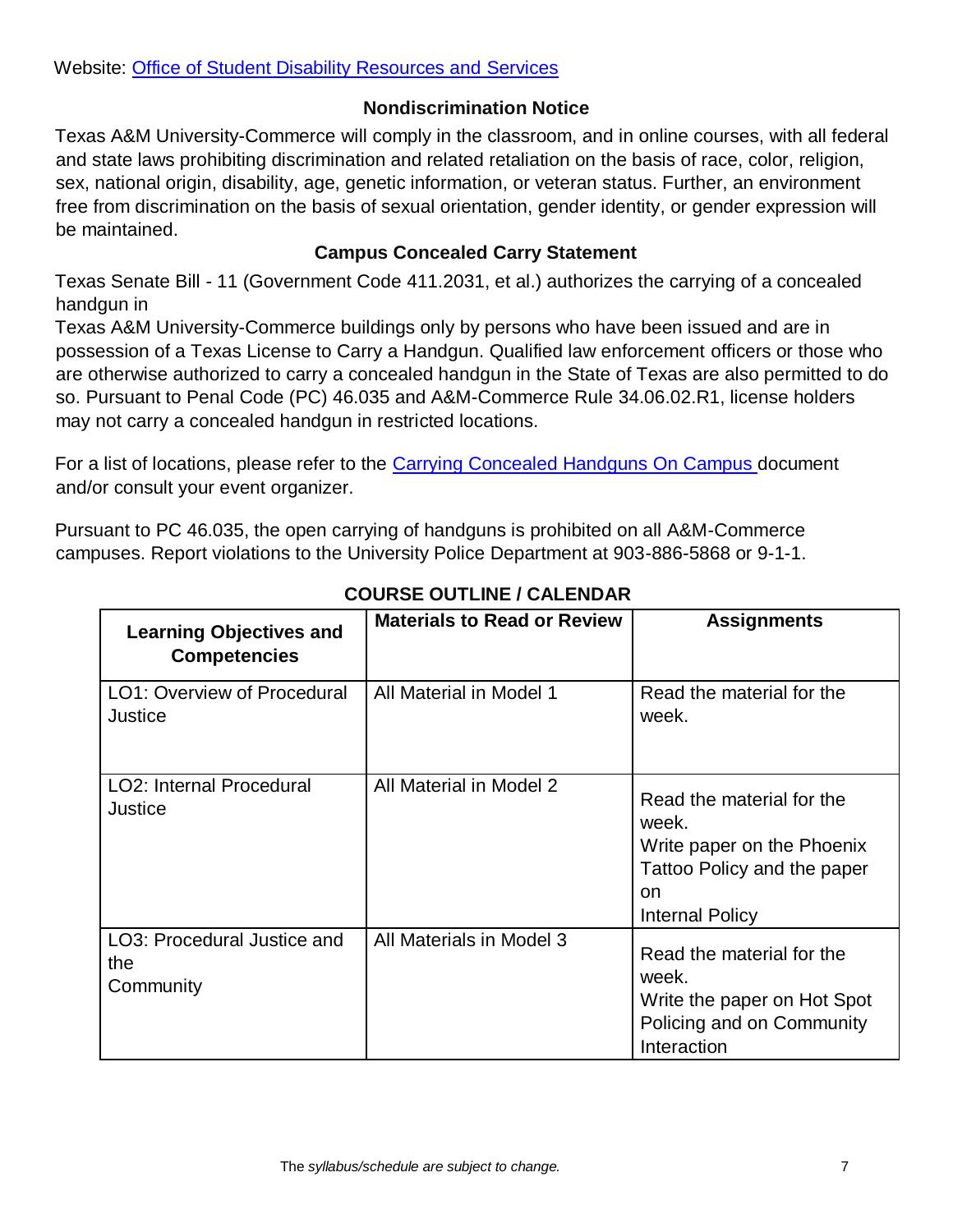Website: [Office of Student Disability Resources and Services]()

### Nondiscrimination Notice

Texas A&M University-Commerce will comply in the classroom, and in online courses, with all federal and state laws prohibiting discrimination and related retaliation on the basis of race, color, religion, sex, national origin, disability, age, genetic information, or veteran status. Further, an environment free from discrimination on the basis of sexual orientation, gender identity, or gender expression will be maintained.

### Campus Concealed Carry Statement

Texas Senate Bill - 11 (Government Code 411.2031, et al.) authorizes the carrying of a concealed handgun in
Texas A&M University-Commerce buildings only by persons who have been issued and are in possession of a Texas License to Carry a Handgun. Qualified law enforcement officers or those who are otherwise authorized to carry a concealed handgun in the State of Texas are also permitted to do so. Pursuant to Penal Code (PC) 46.035 and A&M-Commerce Rule 34.06.02.R1, license holders may not carry a concealed handgun in restricted locations.

For a list of locations, please refer to the [Carrying Concealed Handguns On Campus]() document and/or consult your event organizer.

Pursuant to PC 46.035, the open carrying of handguns is prohibited on all A&M-Commerce campuses. Report violations to the University Police Department at 903-886-5868 or 9-1-1.

### COURSE OUTLINE / CALENDAR

| Learning Objectives and Competencies | Materials to Read or Review | Assignments |
|---|---|---|
| LO1: Overview of Procedural Justice | All Material in Model 1 | Read the material for the week. |
| LO2: Internal Procedural Justice | All Material in Model 2 | Read the material for the week. Write paper on the Phoenix Tattoo Policy and the paper on Internal Policy |
| LO3: Procedural Justice and the Community | All Materials in Model 3 | Read the material for the week. Write the paper on Hot Spot Policing and on Community Interaction |

The *syllabus/schedule are subject to change.*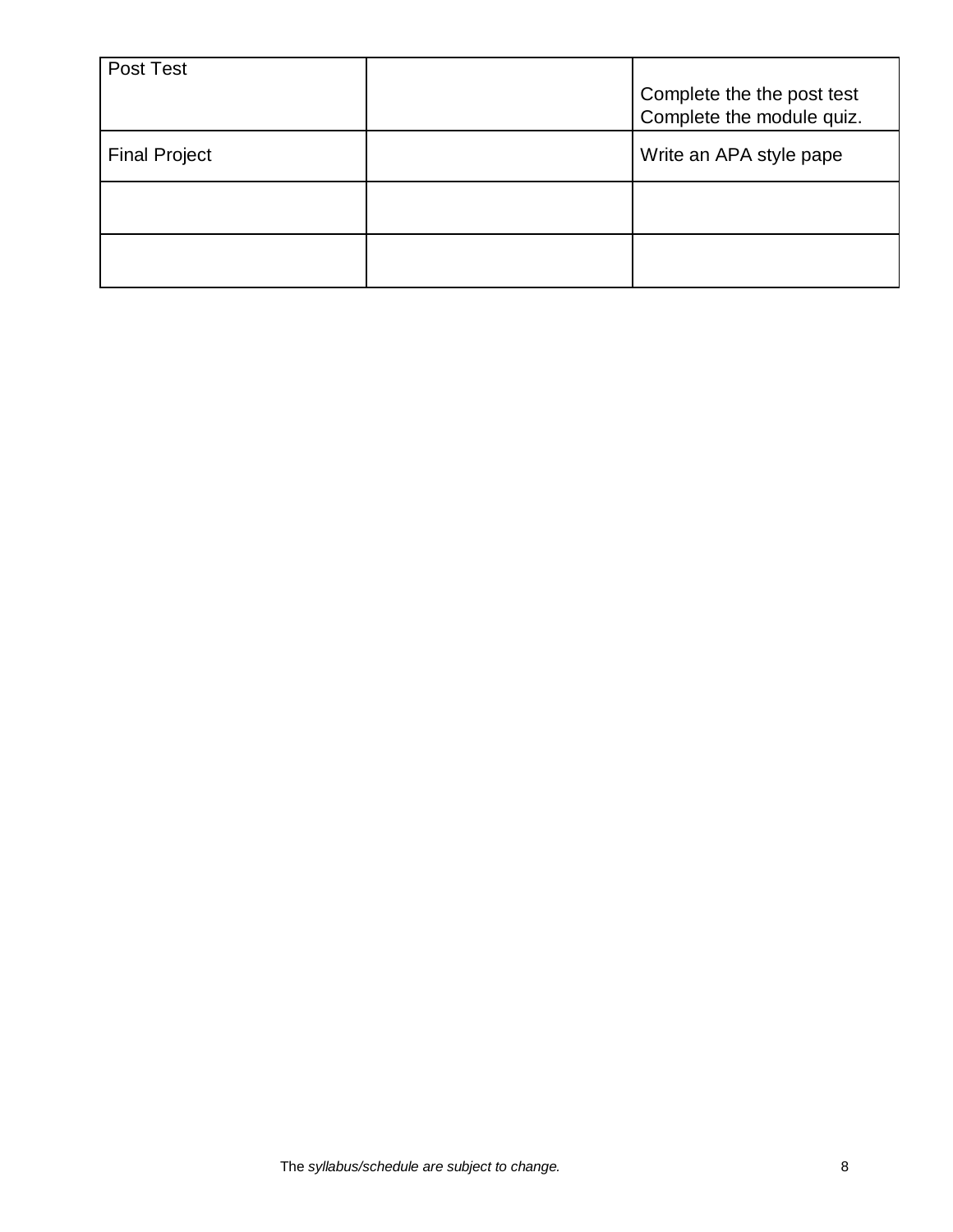| | | |
|---|---|---|
| Post Test | | Complete the the post test<br>Complete the module quiz. |
| Final Project | | Write an APA style pape |
| | | |
| | | |

The *syllabus/schedule are subject to change.*